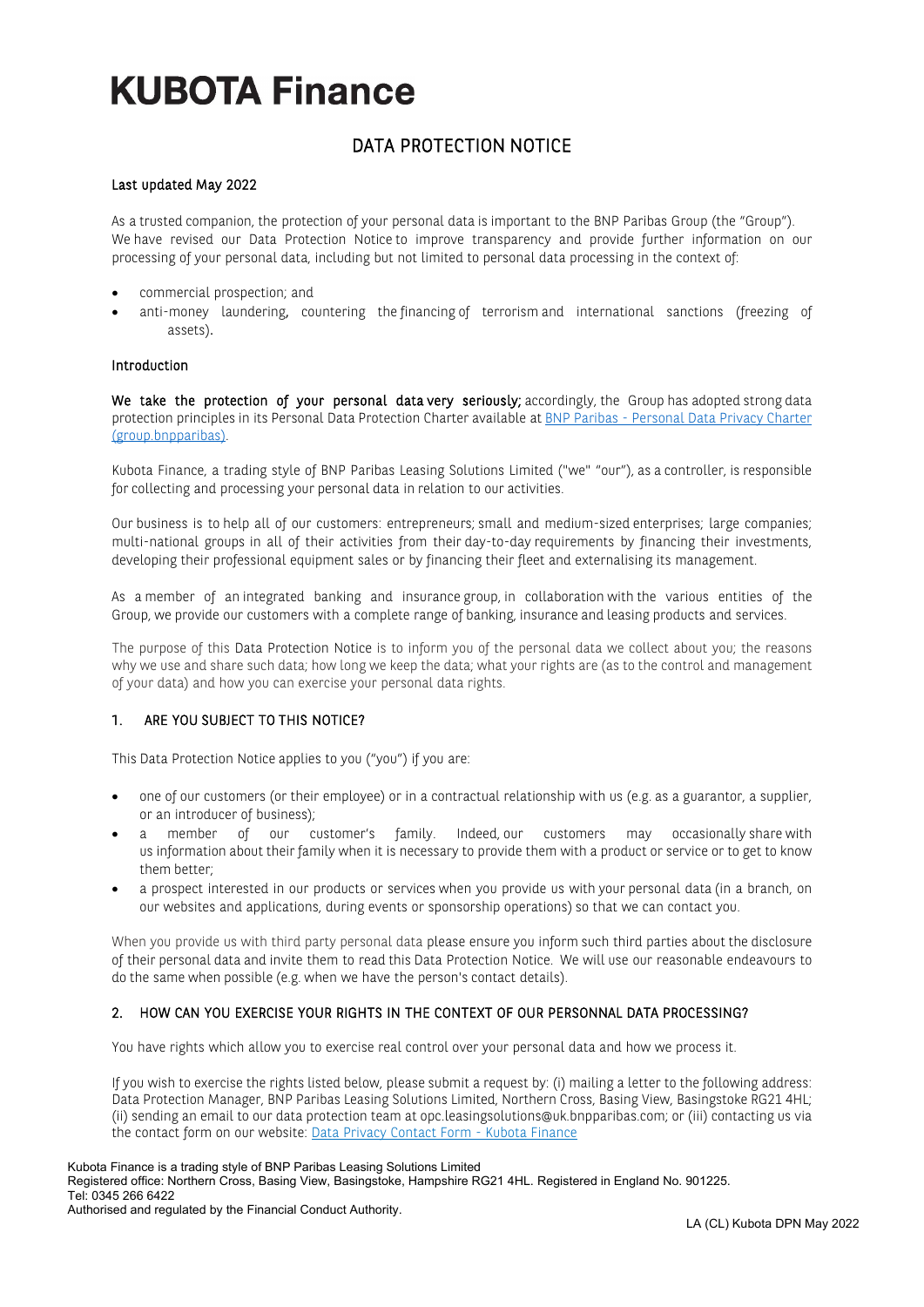# KUBOTA Finance

## DATA PROTECTION NOTICE

**Last updated May 2022**

As a trusted companion, the protection of your personal data is important to the BNP Paribas Group (the "Group"). We have revised our Data Protection Notice to improve transparency and provide further information on our processing of your personal data, including but not limited to personal data processing in the context of:

- commercial prospection; and
- anti-money laundering, countering the financing of terrorism and international sanctions (freezing of assets).

### Introduction

**We take the protection of your personal data very seriously;** accordingly, the Group has adopted strong data protection principles in its Personal Data Protection Charter available at [BNP Paribas - Personal Data Privacy Charter (group.bnpparibas)](group.bnpparibas).

Kubota Finance, a trading style of BNP Paribas Leasing Solutions Limited ("we" "our"), as a controller, is responsible for collecting and processing your personal data in relation to our activities.

Our business is to help all of our customers: entrepreneurs; small and medium-sized enterprises; large companies; multi-national groups in all of their activities from their day-to-day requirements by financing their investments, developing their professional equipment sales or by financing their fleet and externalising its management.

As a member of an integrated banking and insurance group, in collaboration with the various entities of the Group, we provide our customers with a complete range of banking, insurance and leasing products and services.

The purpose of this Data Protection Notice is to inform you of the personal data we collect about you; the reasons why we use and share such data; how long we keep the data; what your rights are (as to the control and management of your data) and how you can exercise your personal data rights.

### 1. ARE YOU SUBJECT TO THIS NOTICE?

This Data Protection Notice applies to you ("you") if you are:

- one of our customers (or their employee) or in a contractual relationship with us (e.g. as a guarantor, a supplier, or an introducer of business);
- a member of our customer's family. Indeed, our customers may occasionally share with us information about their family when it is necessary to provide them with a product or service or to get to know them better;
- a prospect interested in our products or services when you provide us with your personal data (in a branch, on our websites and applications, during events or sponsorship operations) so that we can contact you.

When you provide us with third party personal data please ensure you inform such third parties about the disclosure of their personal data and invite them to read this Data Protection Notice. We will use our reasonable endeavours to do the same when possible (e.g. when we have the person's contact details).

### 2. HOW CAN YOU EXERCISE YOUR RIGHTS IN THE CONTEXT OF OUR PERSONNAL DATA PROCESSING?

You have rights which allow you to exercise real control over your personal data and how we process it.

If you wish to exercise the rights listed below, please submit a request by: (i) mailing a letter to the following address: Data Protection Manager, BNP Paribas Leasing Solutions Limited, Northern Cross, Basing View, Basingstoke RG21 4HL; (ii) sending an email to our data protection team at opc.leasingsolutions@uk.bnpparibas.com; or (iii) contacting us via the contact form on our website: [Data Privacy Contact Form - Kubota Finance](Data Privacy Contact Form - Kubota Finance)

Kubota Finance is a trading style of BNP Paribas Leasing Solutions Limited
Registered office: Northern Cross, Basing View, Basingstoke, Hampshire RG21 4HL. Registered in England No. 901225.
Tel: 0345 266 6422
Authorised and regulated by the Financial Conduct Authority.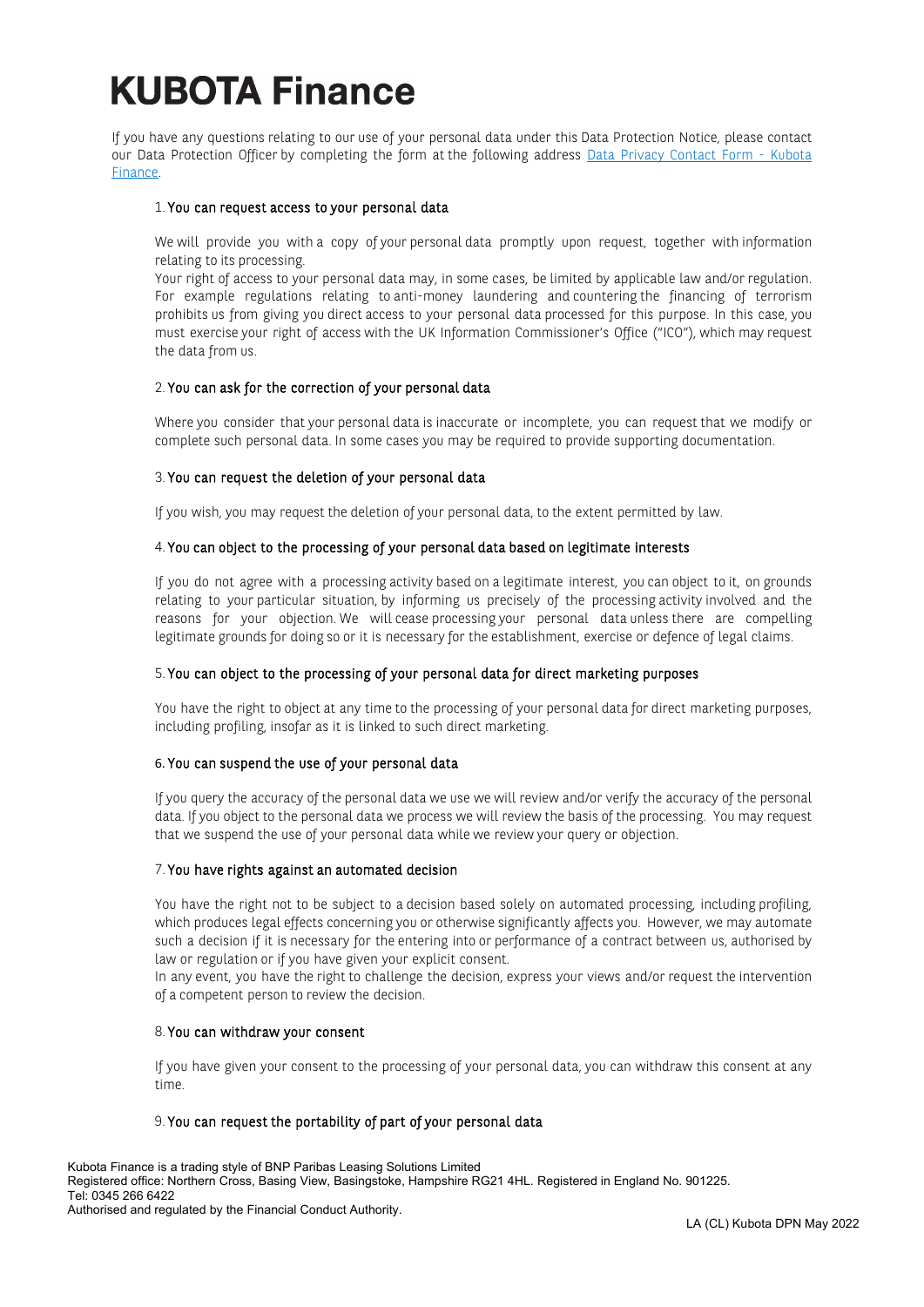# KUBOTA Finance

If you have any questions relating to our use of your personal data under this Data Protection Notice, please contact our Data Protection Officer by completing the form at the following address [Data Privacy Contact Form - Kubota Finance](#).

1. **You can request access to your personal data**

   We will provide you with a copy of your personal data promptly upon request, together with information relating to its processing.

   Your right of access to your personal data may, in some cases, be limited by applicable law and/or regulation. For example regulations relating to anti-money laundering and countering the financing of terrorism prohibits us from giving you direct access to your personal data processed for this purpose. In this case, you must exercise your right of access with the UK Information Commissioner's Office ("ICO"), which may request the data from us.

2. **You can ask for the correction of your personal data**

   Where you consider that your personal data is inaccurate or incomplete, you can request that we modify or complete such personal data. In some cases you may be required to provide supporting documentation.

3. **You can request the deletion of your personal data**

   If you wish, you may request the deletion of your personal data, to the extent permitted by law.

4. **You can object to the processing of your personal data based on legitimate interests**

   If you do not agree with a processing activity based on a legitimate interest, you can object to it, on grounds relating to your particular situation, by informing us precisely of the processing activity involved and the reasons for your objection. We will cease processing your personal data unless there are compelling legitimate grounds for doing so or it is necessary for the establishment, exercise or defence of legal claims.

5. **You can object to the processing of your personal data for direct marketing purposes**

   You have the right to object at any time to the processing of your personal data for direct marketing purposes, including profiling, insofar as it is linked to such direct marketing.

6. **You can suspend the use of your personal data**

   If you query the accuracy of the personal data we use we will review and/or verify the accuracy of the personal data. If you object to the personal data we process we will review the basis of the processing. You may request that we suspend the use of your personal data while we review your query or objection.

7. **You have rights against an automated decision**

   You have the right not to be subject to a decision based solely on automated processing, including profiling, which produces legal effects concerning you or otherwise significantly affects you. However, we may automate such a decision if it is necessary for the entering into or performance of a contract between us, authorised by law or regulation or if you have given your explicit consent.

   In any event, you have the right to challenge the decision, express your views and/or request the intervention of a competent person to review the decision.

8. **You can withdraw your consent**

   If you have given your consent to the processing of your personal data, you can withdraw this consent at any time.

9. **You can request the portability of part of your personal data**

Kubota Finance is a trading style of BNP Paribas Leasing Solutions Limited
Registered office: Northern Cross, Basing View, Basingstoke, Hampshire RG21 4HL. Registered in England No. 901225.
Tel: 0345 266 6422
Authorised and regulated by the Financial Conduct Authority.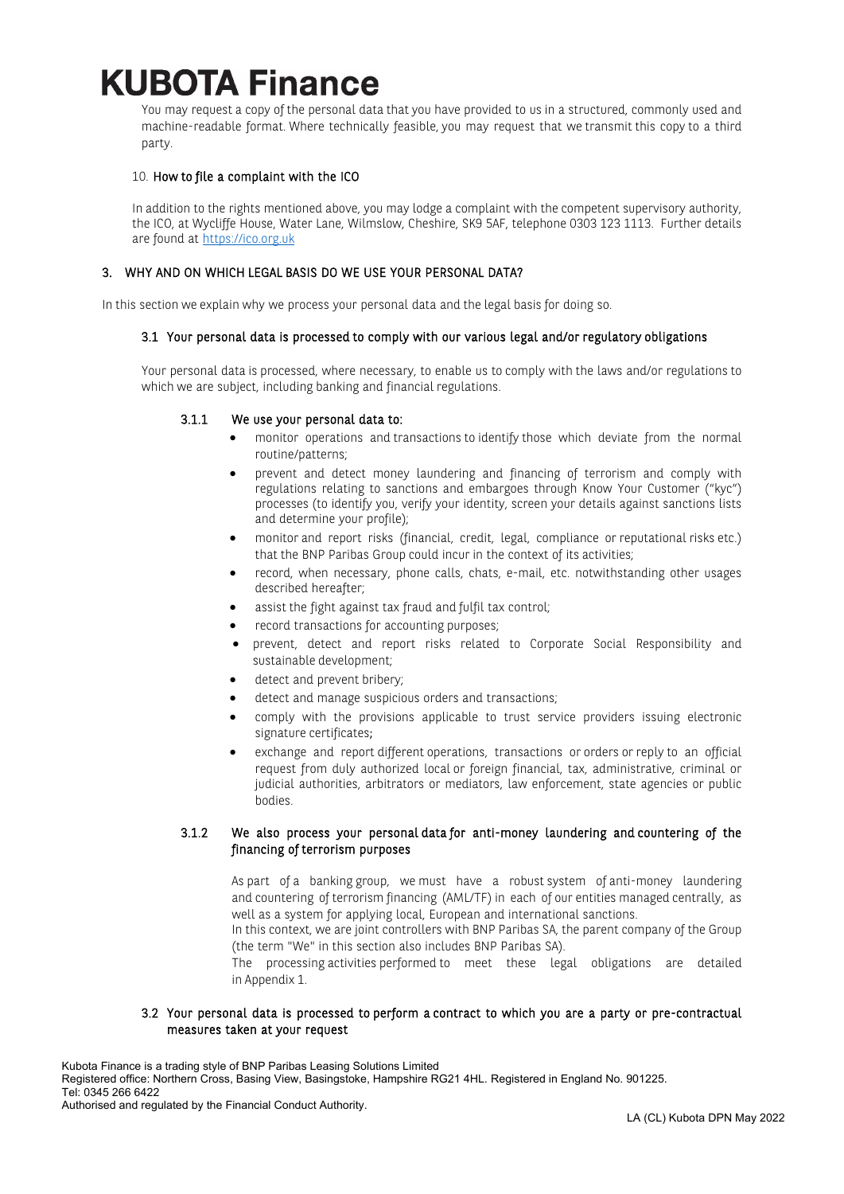You may request a copy of the personal data that you have provided to us in a structured, commonly used and machine-readable format. Where technically feasible, you may request that we transmit this copy to a third party.

10. How to file a complaint with the ICO

In addition to the rights mentioned above, you may lodge a complaint with the competent supervisory authority, the ICO, at Wycliffe House, Water Lane, Wilmslow, Cheshire, SK9 5AF, telephone 0303 123 1113. Further details are found at https://ico.org.uk

## 3. WHY AND ON WHICH LEGAL BASIS DO WE USE YOUR PERSONAL DATA?

In this section we explain why we process your personal data and the legal basis for doing so.

### 3.1 Your personal data is processed to comply with our various legal and/or regulatory obligations

Your personal data is processed, where necessary, to enable us to comply with the laws and/or regulations to which we are subject, including banking and financial regulations.

#### 3.1.1 We use your personal data to:

- monitor operations and transactions to identify those which deviate from the normal routine/patterns;
- prevent and detect money laundering and financing of terrorism and comply with regulations relating to sanctions and embargoes through Know Your Customer ("kyc") processes (to identify you, verify your identity, screen your details against sanctions lists and determine your profile);
- monitor and report risks (financial, credit, legal, compliance or reputational risks etc.) that the BNP Paribas Group could incur in the context of its activities;
- record, when necessary, phone calls, chats, e-mail, etc. notwithstanding other usages described hereafter;
- assist the fight against tax fraud and fulfil tax control;
- record transactions for accounting purposes;
- prevent, detect and report risks related to Corporate Social Responsibility and sustainable development;
- detect and prevent bribery;
- detect and manage suspicious orders and transactions;
- comply with the provisions applicable to trust service providers issuing electronic signature certificates;
- exchange and report different operations, transactions or orders or reply to an official request from duly authorized local or foreign financial, tax, administrative, criminal or judicial authorities, arbitrators or mediators, law enforcement, state agencies or public bodies.

#### 3.1.2 We also process your personal data for anti-money laundering and countering of the financing of terrorism purposes

As part of a banking group, we must have a robust system of anti-money laundering and countering of terrorism financing (AML/TF) in each of our entities managed centrally, as well as a system for applying local, European and international sanctions.
In this context, we are joint controllers with BNP Paribas SA, the parent company of the Group (the term "We" in this section also includes BNP Paribas SA).
The processing activities performed to meet these legal obligations are detailed in Appendix 1.

### 3.2 Your personal data is processed to perform a contract to which you are a party or pre-contractual measures taken at your request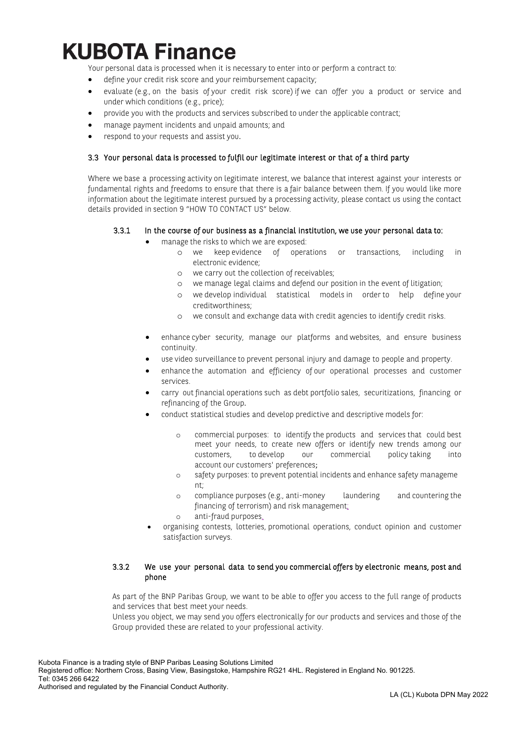Your personal data is processed when it is necessary to enter into or perform a contract to:

- define your credit risk score and your reimbursement capacity;
- evaluate (e.g., on the basis of your credit risk score) if we can offer you a product or service and under which conditions (e.g., price);
- provide you with the products and services subscribed to under the applicable contract;
- manage payment incidents and unpaid amounts; and
- respond to your requests and assist you.

### 3.3 Your personal data is processed to fulfil our legitimate interest or that of a third party

Where we base a processing activity on legitimate interest, we balance that interest against your interests or fundamental rights and freedoms to ensure that there is a fair balance between them. If you would like more information about the legitimate interest pursued by a processing activity, please contact us using the contact details provided in section 9 "HOW TO CONTACT US" below.

#### 3.3.1 In the course of our business as a financial institution, we use your personal data to:

- manage the risks to which we are exposed:
  - we keep evidence of operations or transactions, including in electronic evidence;
  - we carry out the collection of receivables;
  - we manage legal claims and defend our position in the event of litigation;
  - we develop individual statistical models in order to help define your creditworthiness;
  - we consult and exchange data with credit agencies to identify credit risks.
- enhance cyber security, manage our platforms and websites, and ensure business continuity.
- use video surveillance to prevent personal injury and damage to people and property.
- enhance the automation and efficiency of our operational processes and customer services.
- carry out financial operations such as debt portfolio sales, securitizations, financing or refinancing of the Group.
- conduct statistical studies and develop predictive and descriptive models for:
  - commercial purposes: to identify the products and services that could best meet your needs, to create new offers or identify new trends among our customers, to develop our commercial policy taking into account our customers' preferences;
  - safety purposes: to prevent potential incidents and enhance safety management;
  - compliance purposes (e.g., anti-money laundering and countering the financing of terrorism) and risk management;
  - anti-fraud purposes.
- organising contests, lotteries, promotional operations, conduct opinion and customer satisfaction surveys.

#### 3.3.2 We use your personal data to send you commercial offers by electronic means, post and phone

As part of the BNP Paribas Group, we want to be able to offer you access to the full range of products and services that best meet your needs.

Unless you object, we may send you offers electronically for our products and services and those of the Group provided these are related to your professional activity.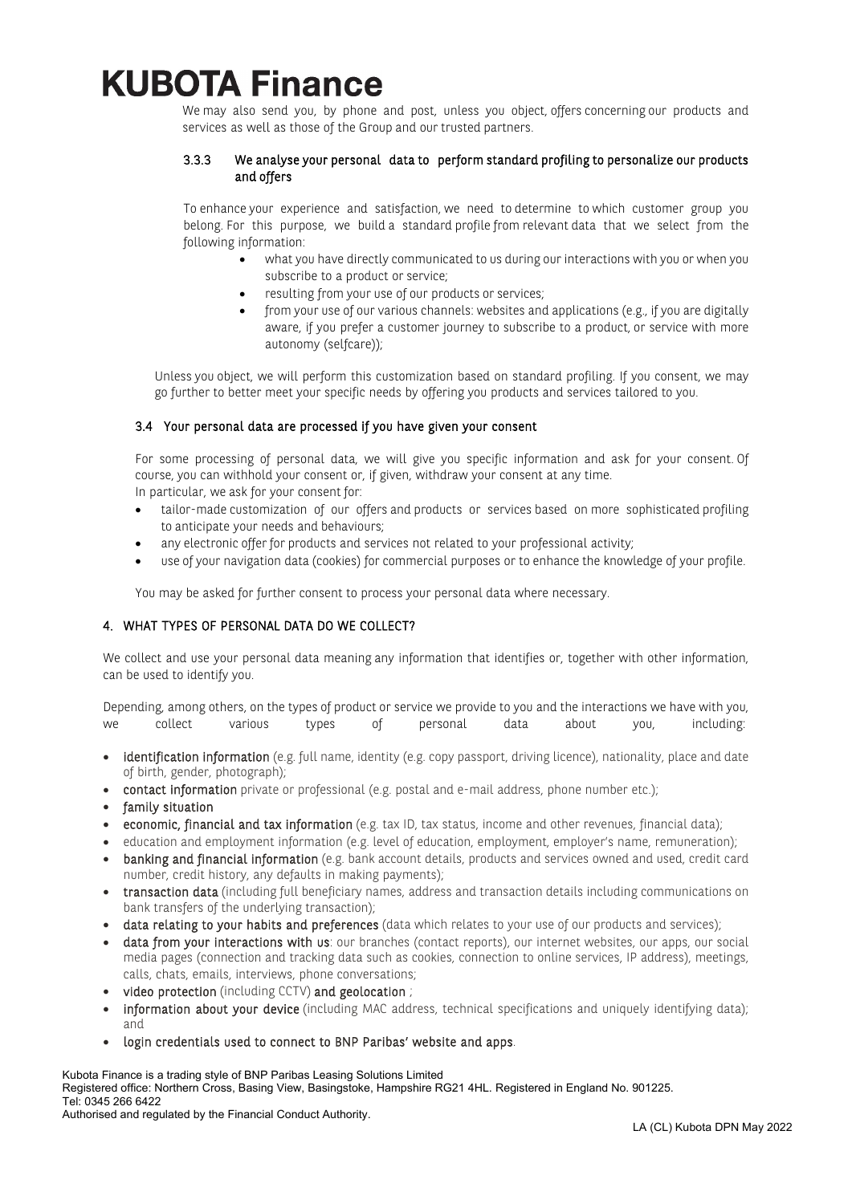We may also send you, by phone and post, unless you object, offers concerning our products and services as well as those of the Group and our trusted partners.

#### 3.3.3 We analyse your personal data to perform standard profiling to personalize our products and offers

To enhance your experience and satisfaction, we need to determine to which customer group you belong. For this purpose, we build a standard profile from relevant data that we select from the following information:

- what you have directly communicated to us during our interactions with you or when you subscribe to a product or service;
- resulting from your use of our products or services;
- from your use of our various channels: websites and applications (e.g., if you are digitally aware, if you prefer a customer journey to subscribe to a product, or service with more autonomy (selfcare));

Unless you object, we will perform this customization based on standard profiling. If you consent, we may go further to better meet your specific needs by offering you products and services tailored to you.

### 3.4 Your personal data are processed if you have given your consent

For some processing of personal data, we will give you specific information and ask for your consent. Of course, you can withhold your consent or, if given, withdraw your consent at any time.
In particular, we ask for your consent for:

- tailor-made customization of our offers and products or services based on more sophisticated profiling to anticipate your needs and behaviours;
- any electronic offer for products and services not related to your professional activity;
- use of your navigation data (cookies) for commercial purposes or to enhance the knowledge of your profile.

You may be asked for further consent to process your personal data where necessary.

## 4. WHAT TYPES OF PERSONAL DATA DO WE COLLECT?

We collect and use your personal data meaning any information that identifies or, together with other information, can be used to identify you.

Depending, among others, on the types of product or service we provide to you and the interactions we have with you, we collect various types of personal data about you, including:

- **identification information** (e.g. full name, identity (e.g. copy passport, driving licence), nationality, place and date of birth, gender, photograph);
- **contact information** private or professional (e.g. postal and e-mail address, phone number etc.);
- **family situation**
- **economic, financial and tax information** (e.g. tax ID, tax status, income and other revenues, financial data);
- education and employment information (e.g. level of education, employment, employer's name, remuneration);
- **banking and financial information** (e.g. bank account details, products and services owned and used, credit card number, credit history, any defaults in making payments);
- **transaction data** (including full beneficiary names, address and transaction details including communications on bank transfers of the underlying transaction);
- **data relating to your habits and preferences** (data which relates to your use of our products and services);
- **data from your interactions with us**: our branches (contact reports), our internet websites, our apps, our social media pages (connection and tracking data such as cookies, connection to online services, IP address), meetings, calls, chats, emails, interviews, phone conversations;
- **video protection** (including CCTV) **and geolocation** ;
- **information about your device** (including MAC address, technical specifications and uniquely identifying data); and
- **login credentials used to connect to BNP Paribas' website and apps**.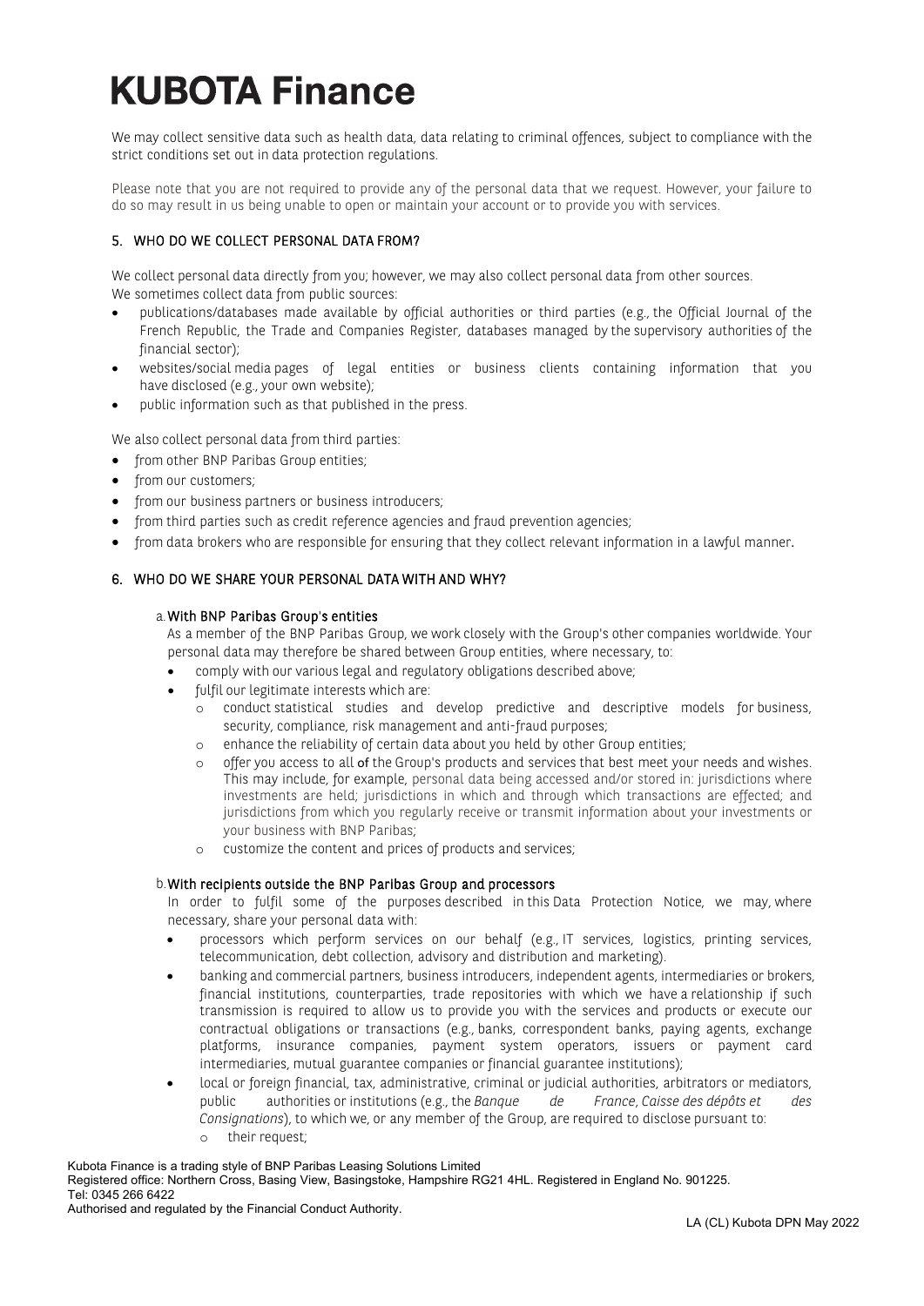We may collect sensitive data such as health data, data relating to criminal offences, subject to compliance with the strict conditions set out in data protection regulations.

Please note that you are not required to provide any of the personal data that we request. However, your failure to do so may result in us being unable to open or maintain your account or to provide you with services.

## 5. WHO DO WE COLLECT PERSONAL DATA FROM?

We collect personal data directly from you; however, we may also collect personal data from other sources.
We sometimes collect data from public sources:

- publications/databases made available by official authorities or third parties (e.g., the Official Journal of the French Republic, the Trade and Companies Register, databases managed by the supervisory authorities of the financial sector);
- websites/social media pages of legal entities or business clients containing information that you have disclosed (e.g., your own website);
- public information such as that published in the press.

We also collect personal data from third parties:

- from other BNP Paribas Group entities;
- from our customers;
- from our business partners or business introducers;
- from third parties such as credit reference agencies and fraud prevention agencies;
- from data brokers who are responsible for ensuring that they collect relevant information in a lawful manner.

## 6. WHO DO WE SHARE YOUR PERSONAL DATA WITH AND WHY?

### a. With BNP Paribas Group's entities

As a member of the BNP Paribas Group, we work closely with the Group's other companies worldwide. Your personal data may therefore be shared between Group entities, where necessary, to:

- comply with our various legal and regulatory obligations described above;
- fulfil our legitimate interests which are:
  - conduct statistical studies and develop predictive and descriptive models for business, security, compliance, risk management and anti-fraud purposes;
  - enhance the reliability of certain data about you held by other Group entities;
  - offer you access to all of the Group's products and services that best meet your needs and wishes. This may include, for example, personal data being accessed and/or stored in: jurisdictions where investments are held; jurisdictions in which and through which transactions are effected; and jurisdictions from which you regularly receive or transmit information about your investments or your business with BNP Paribas;
  - customize the content and prices of products and services;

### b. With recipients outside the BNP Paribas Group and processors

In order to fulfil some of the purposes described in this Data Protection Notice, we may, where necessary, share your personal data with:

- processors which perform services on our behalf (e.g., IT services, logistics, printing services, telecommunication, debt collection, advisory and distribution and marketing).
- banking and commercial partners, business introducers, independent agents, intermediaries or brokers, financial institutions, counterparties, trade repositories with which we have a relationship if such transmission is required to allow us to provide you with the services and products or execute our contractual obligations or transactions (e.g., banks, correspondent banks, paying agents, exchange platforms, insurance companies, payment system operators, issuers or payment card intermediaries, mutual guarantee companies or financial guarantee institutions);
- local or foreign financial, tax, administrative, criminal or judicial authorities, arbitrators or mediators, public authorities or institutions (e.g., the *Banque de France*, *Caisse des dépôts et des Consignations*), to which we, or any member of the Group, are required to disclose pursuant to:
  - their request;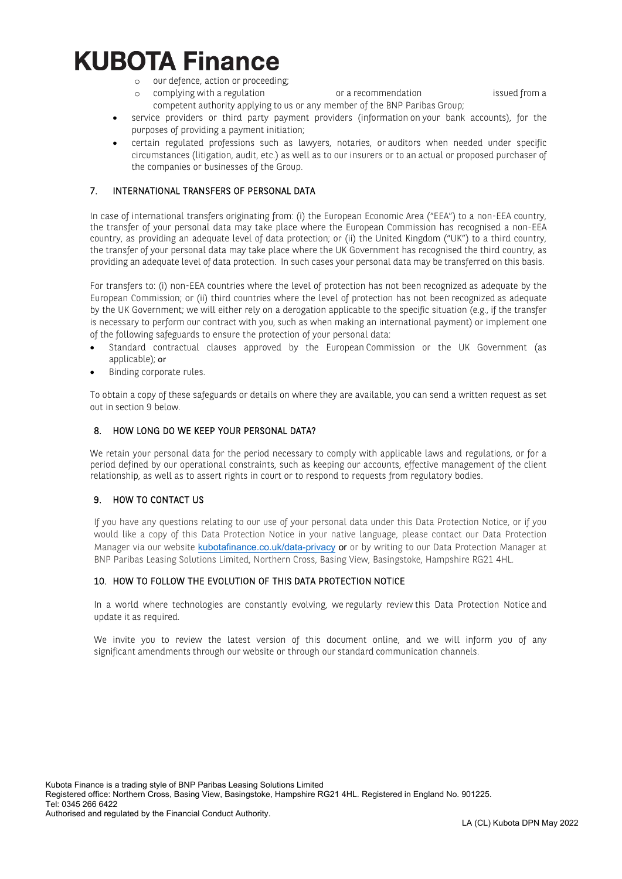- our defence, action or proceeding;
  - complying with a regulation or a recommendation issued from a competent authority applying to us or any member of the BNP Paribas Group;
- service providers or third party payment providers (information on your bank accounts), for the purposes of providing a payment initiation;
- certain regulated professions such as lawyers, notaries, or auditors when needed under specific circumstances (litigation, audit, etc.) as well as to our insurers or to an actual or proposed purchaser of the companies or businesses of the Group.

## 7. INTERNATIONAL TRANSFERS OF PERSONAL DATA

In case of international transfers originating from: (i) the European Economic Area ("EEA") to a non-EEA country, the transfer of your personal data may take place where the European Commission has recognised a non-EEA country, as providing an adequate level of data protection; or (ii) the United Kingdom ("UK") to a third country, the transfer of your personal data may take place where the UK Government has recognised the third country, as providing an adequate level of data protection. In such cases your personal data may be transferred on this basis.

For transfers to: (i) non-EEA countries where the level of protection has not been recognized as adequate by the European Commission; or (ii) third countries where the level of protection has not been recognized as adequate by the UK Government; we will either rely on a derogation applicable to the specific situation (e.g., if the transfer is necessary to perform our contract with you, such as when making an international payment) or implement one of the following safeguards to ensure the protection of your personal data:

- Standard contractual clauses approved by the European Commission or the UK Government (as applicable); or
- Binding corporate rules.

To obtain a copy of these safeguards or details on where they are available, you can send a written request as set out in section 9 below.

## 8. HOW LONG DO WE KEEP YOUR PERSONAL DATA?

We retain your personal data for the period necessary to comply with applicable laws and regulations, or for a period defined by our operational constraints, such as keeping our accounts, effective management of the client relationship, as well as to assert rights in court or to respond to requests from regulatory bodies.

## 9. HOW TO CONTACT US

If you have any questions relating to our use of your personal data under this Data Protection Notice, or if you would like a copy of this Data Protection Notice in your native language, please contact our Data Protection Manager via our website kubotafinance.co.uk/data-privacy or or by writing to our Data Protection Manager at BNP Paribas Leasing Solutions Limited, Northern Cross, Basing View, Basingstoke, Hampshire RG21 4HL.

## 10. HOW TO FOLLOW THE EVOLUTION OF THIS DATA PROTECTION NOTICE

In a world where technologies are constantly evolving, we regularly review this Data Protection Notice and update it as required.

We invite you to review the latest version of this document online, and we will inform you of any significant amendments through our website or through our standard communication channels.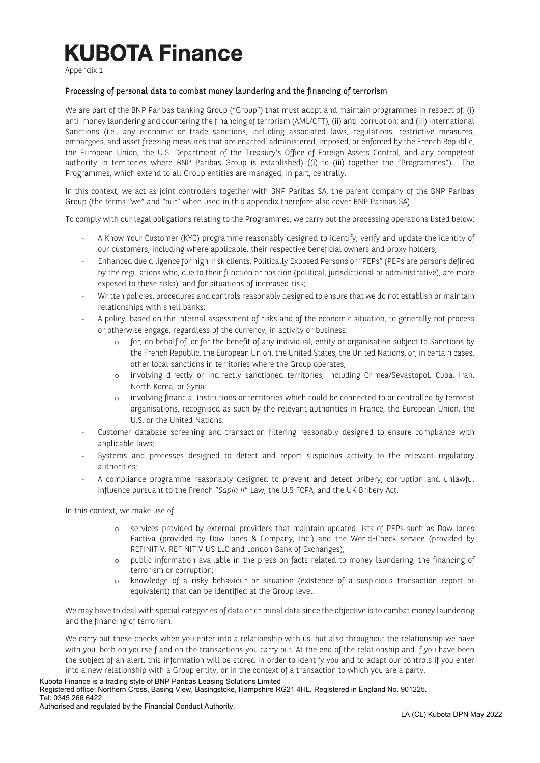# KUBOTA Finance

Appendix 1

## Processing of personal data to combat money laundering and the financing of terrorism

We are part of the BNP Paribas banking Group ("Group") that must adopt and maintain programmes in respect of: (i) anti-money laundering and countering the financing of terrorism (AML/CFT); (ii) anti-corruption; and (iii) international Sanctions (i.e., any economic or trade sanctions, including associated laws, regulations, restrictive measures, embargoes, and asset freezing measures that are enacted, administered, imposed, or enforced by the French Republic, the European Union, the U.S. Department of the Treasury's Office of Foreign Assets Control, and any competent authority in territories where BNP Paribas Group is established) ((i) to (iii) together the "Programmes"). The Programmes, which extend to all Group entities are managed, in part, centrally.

In this context, we act as joint controllers together with BNP Paribas SA, the parent company of the BNP Paribas Group (the terms "we" and "our" when used in this appendix therefore also cover BNP Paribas SA).

To comply with our legal obligations relating to the Programmes, we carry out the processing operations listed below:

- A Know Your Customer (KYC) programme reasonably designed to identify, verify and update the identity of our customers, including where applicable, their respective beneficial owners and proxy holders;
- Enhanced due diligence for high-risk clients, Politically Exposed Persons or "PEPs" (PEPs are persons defined by the regulations who, due to their function or position (political, jurisdictional or administrative), are more exposed to these risks), and for situations of increased risk;
- Written policies, procedures and controls reasonably designed to ensure that we do not establish or maintain relationships with shell banks;
- A policy, based on the internal assessment of risks and of the economic situation, to generally not process or otherwise engage, regardless of the currency, in activity or business:
  - for, on behalf of, or for the benefit of any individual, entity or organisation subject to Sanctions by the French Republic, the European Union, the United States, the United Nations, or, in certain cases, other local sanctions in territories where the Group operates;
  - involving directly or indirectly sanctioned territories, including Crimea/Sevastopol, Cuba, Iran, North Korea, or Syria;
  - involving financial institutions or territories which could be connected to or controlled by terrorist organisations, recognised as such by the relevant authorities in France, the European Union, the U.S. or the United Nations.
- Customer database screening and transaction filtering reasonably designed to ensure compliance with applicable laws;
- Systems and processes designed to detect and report suspicious activity to the relevant regulatory authorities;
- A compliance programme reasonably designed to prevent and detect bribery, corruption and unlawful influence pursuant to the French "*Sapin II*" Law, the U.S FCPA, and the UK Bribery Act.

In this context, we make use of:

- services provided by external providers that maintain updated lists of PEPs such as Dow Jones Factiva (provided by Dow Jones & Company, Inc.) and the World-Check service (provided by REFINITIV, REFINITIV US LLC and London Bank of Exchanges);
- public information available in the press on facts related to money laundering, the financing of terrorism or corruption;
- knowledge of a risky behaviour or situation (existence of a suspicious transaction report or equivalent) that can be identified at the Group level.

We may have to deal with special categories of data or criminal data since the objective is to combat money laundering and the financing of terrorism.

We carry out these checks when you enter into a relationship with us, but also throughout the relationship we have with you, both on yourself and on the transactions you carry out. At the end of the relationship and if you have been the subject of an alert, this information will be stored in order to identify you and to adapt our controls if you enter into a new relationship with a Group entity, or in the context of a transaction to which you are a party.

Kubota Finance is a trading style of BNP Paribas Leasing Solutions Limited
Registered office: Northern Cross, Basing View, Basingstoke, Hampshire RG21 4HL. Registered in England No. 901225.
Tel: 0345 266 6422
Authorised and regulated by the Financial Conduct Authority.

LA (CL) Kubota DPN May 2022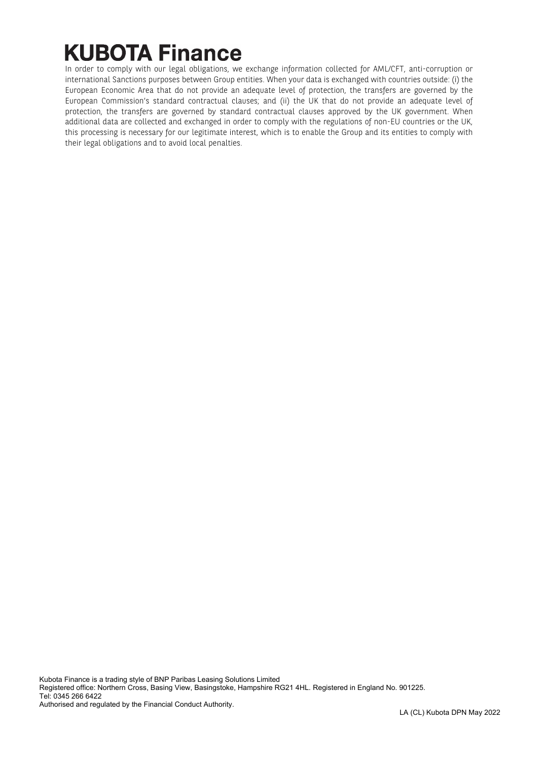# KUBOTA Finance

In order to comply with our legal obligations, we exchange information collected for AML/CFT, anti-corruption or international Sanctions purposes between Group entities. When your data is exchanged with countries outside: (i) the European Economic Area that do not provide an adequate level of protection, the transfers are governed by the European Commission's standard contractual clauses; and (ii) the UK that do not provide an adequate level of protection, the transfers are governed by standard contractual clauses approved by the UK government. When additional data are collected and exchanged in order to comply with the regulations of non-EU countries or the UK, this processing is necessary for our legitimate interest, which is to enable the Group and its entities to comply with their legal obligations and to avoid local penalties.

Kubota Finance is a trading style of BNP Paribas Leasing Solutions Limited
Registered office: Northern Cross, Basing View, Basingstoke, Hampshire RG21 4HL. Registered in England No. 901225.
Tel: 0345 266 6422
Authorised and regulated by the Financial Conduct Authority.

LA (CL) Kubota DPN May 2022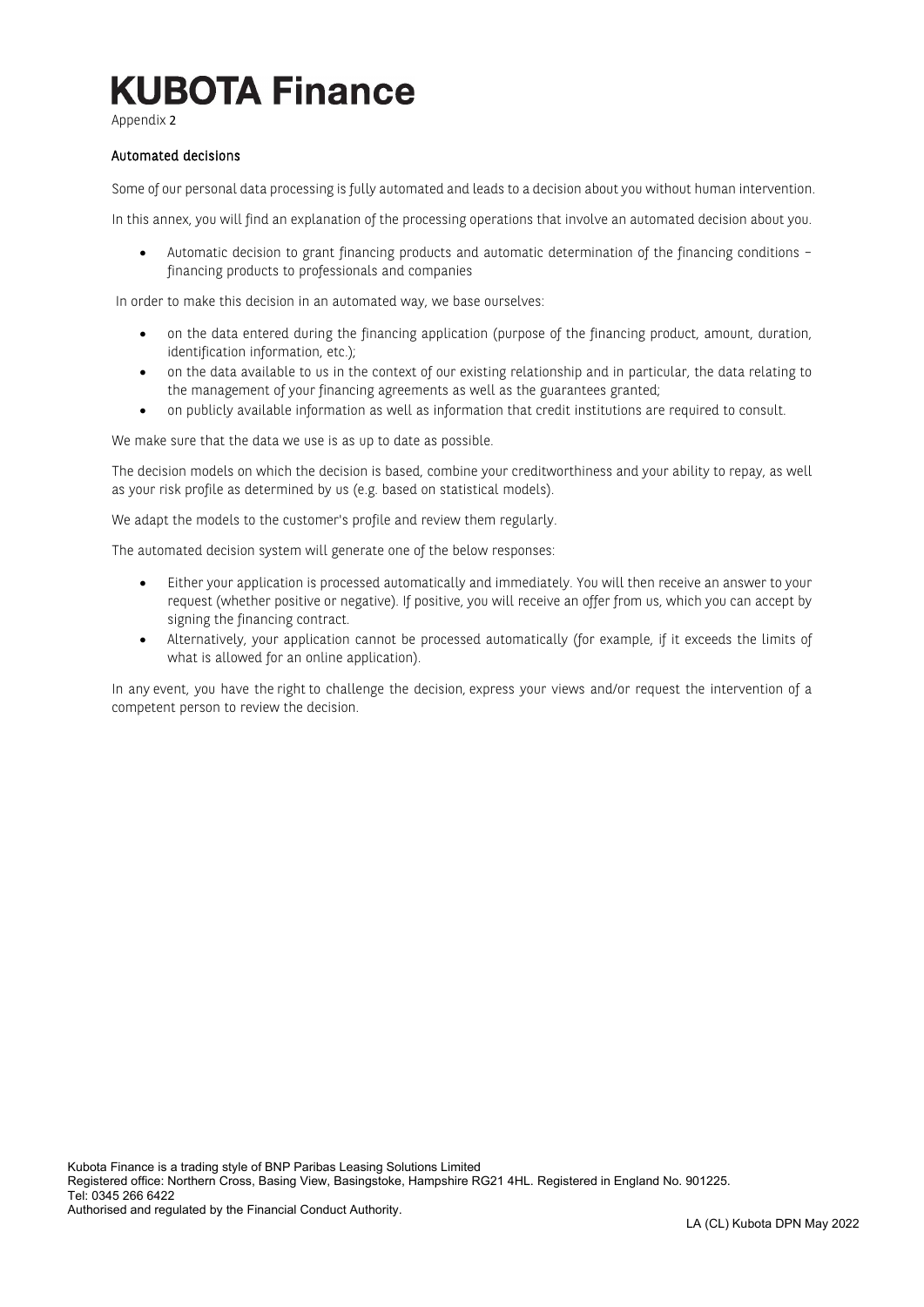# KUBOTA Finance

Appendix 2

### Automated decisions

Some of our personal data processing is fully automated and leads to a decision about you without human intervention.

In this annex, you will find an explanation of the processing operations that involve an automated decision about you.

- Automatic decision to grant financing products and automatic determination of the financing conditions – financing products to professionals and companies

In order to make this decision in an automated way, we base ourselves:

- on the data entered during the financing application (purpose of the financing product, amount, duration, identification information, etc.);
- on the data available to us in the context of our existing relationship and in particular, the data relating to the management of your financing agreements as well as the guarantees granted;
- on publicly available information as well as information that credit institutions are required to consult.

We make sure that the data we use is as up to date as possible.

The decision models on which the decision is based, combine your creditworthiness and your ability to repay, as well as your risk profile as determined by us (e.g. based on statistical models).

We adapt the models to the customer's profile and review them regularly.

The automated decision system will generate one of the below responses:

- Either your application is processed automatically and immediately. You will then receive an answer to your request (whether positive or negative). If positive, you will receive an offer from us, which you can accept by signing the financing contract.
- Alternatively, your application cannot be processed automatically (for example, if it exceeds the limits of what is allowed for an online application).

In any event, you have the right to challenge the decision, express your views and/or request the intervention of a competent person to review the decision.

Kubota Finance is a trading style of BNP Paribas Leasing Solutions Limited
Registered office: Northern Cross, Basing View, Basingstoke, Hampshire RG21 4HL. Registered in England No. 901225.
Tel: 0345 266 6422
Authorised and regulated by the Financial Conduct Authority.

LA (CL) Kubota DPN May 2022